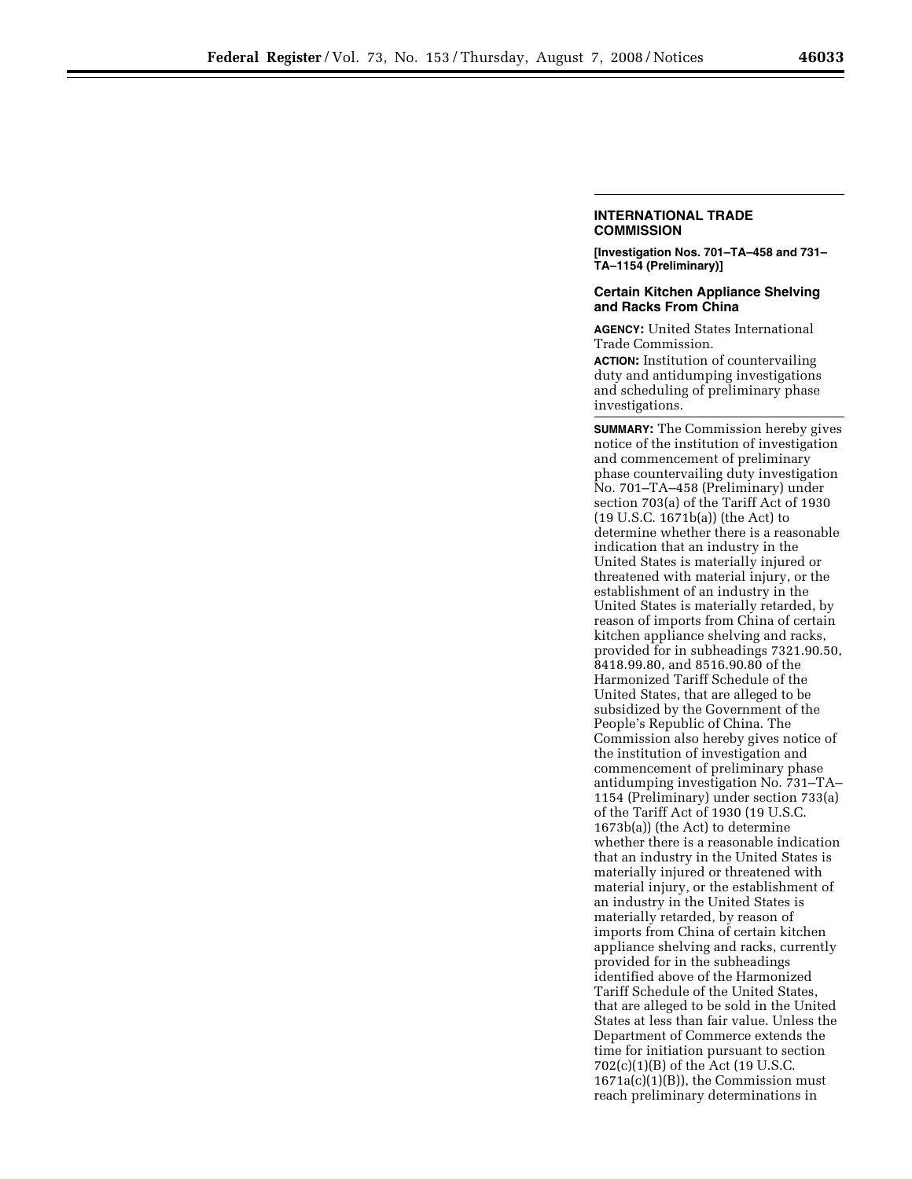## INTERNATIONAL TRADE COMMISSION

**[Investigation Nos. 701–TA–458 and 731–TA–1154 (Preliminary)]**

### Certain Kitchen Appliance Shelving and Racks From China

**AGENCY:** United States International Trade Commission.

**ACTION:** Institution of countervailing duty and antidumping investigations and scheduling of preliminary phase investigations.

**SUMMARY:** The Commission hereby gives notice of the institution of investigation and commencement of preliminary phase countervailing duty investigation No. 701–TA–458 (Preliminary) under section 703(a) of the Tariff Act of 1930 (19 U.S.C. 1671b(a)) (the Act) to determine whether there is a reasonable indication that an industry in the United States is materially injured or threatened with material injury, or the establishment of an industry in the United States is materially retarded, by reason of imports from China of certain kitchen appliance shelving and racks, provided for in subheadings 7321.90.50, 8418.99.80, and 8516.90.80 of the Harmonized Tariff Schedule of the United States, that are alleged to be subsidized by the Government of the People's Republic of China. The Commission also hereby gives notice of the institution of investigation and commencement of preliminary phase antidumping investigation No. 731–TA–1154 (Preliminary) under section 733(a) of the Tariff Act of 1930 (19 U.S.C. 1673b(a)) (the Act) to determine whether there is a reasonable indication that an industry in the United States is materially injured or threatened with material injury, or the establishment of an industry in the United States is materially retarded, by reason of imports from China of certain kitchen appliance shelving and racks, currently provided for in the subheadings identified above of the Harmonized Tariff Schedule of the United States, that are alleged to be sold in the United States at less than fair value. Unless the Department of Commerce extends the time for initiation pursuant to section 702(c)(1)(B) of the Act (19 U.S.C. 1671a(c)(1)(B)), the Commission must reach preliminary determinations in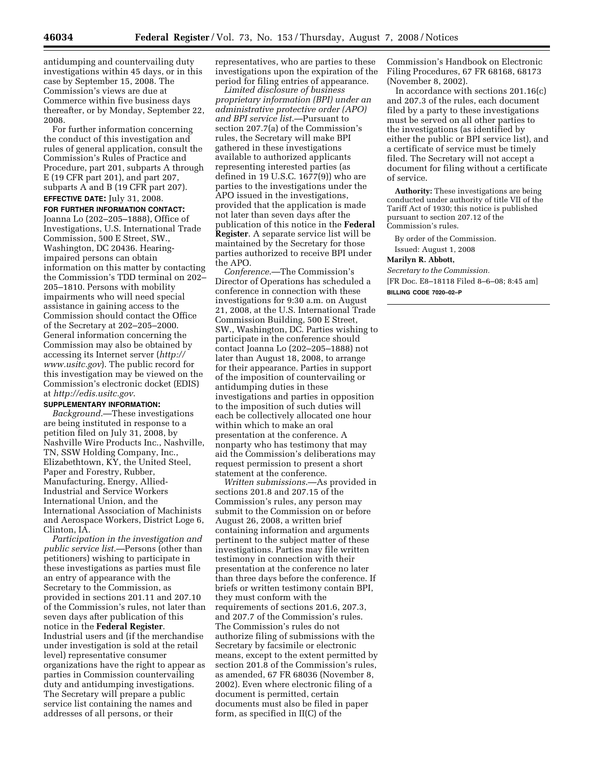antidumping and countervailing duty investigations within 45 days, or in this case by September 15, 2008. The Commission's views are due at Commerce within five business days thereafter, or by Monday, September 22, 2008.

For further information concerning the conduct of this investigation and rules of general application, consult the Commission's Rules of Practice and Procedure, part 201, subparts A through E (19 CFR part 201), and part 207, subparts A and B (19 CFR part 207).

**EFFECTIVE DATE:** July 31, 2008.

**FOR FURTHER INFORMATION CONTACT:** Joanna Lo (202–205–1888), Office of Investigations, U.S. International Trade Commission, 500 E Street, SW., Washington, DC 20436. Hearing-impaired persons can obtain information on this matter by contacting the Commission's TDD terminal on 202–205–1810. Persons with mobility impairments who will need special assistance in gaining access to the Commission should contact the Office of the Secretary at 202–205–2000. General information concerning the Commission may also be obtained by accessing its Internet server (*http://www.usitc.gov*). The public record for this investigation may be viewed on the Commission's electronic docket (EDIS) at *http://edis.usitc.gov*.

**SUPPLEMENTARY INFORMATION:**

*Background.*—These investigations are being instituted in response to a petition filed on July 31, 2008, by Nashville Wire Products Inc., Nashville, TN, SSW Holding Company, Inc., Elizabethtown, KY, the United Steel, Paper and Forestry, Rubber, Manufacturing, Energy, Allied-Industrial and Service Workers International Union, and the International Association of Machinists and Aerospace Workers, District Loge 6, Clinton, IA.

*Participation in the investigation and public service list.*—Persons (other than petitioners) wishing to participate in these investigations as parties must file an entry of appearance with the Secretary to the Commission, as provided in sections 201.11 and 207.10 of the Commission's rules, not later than seven days after publication of this notice in the **Federal Register**. Industrial users and (if the merchandise under investigation is sold at the retail level) representative consumer organizations have the right to appear as parties in Commission countervailing duty and antidumping investigations. The Secretary will prepare a public service list containing the names and addresses of all persons, or their representatives, who are parties to these investigations upon the expiration of the period for filing entries of appearance.

*Limited disclosure of business proprietary information (BPI) under an administrative protective order (APO) and BPI service list.*—Pursuant to section 207.7(a) of the Commission's rules, the Secretary will make BPI gathered in these investigations available to authorized applicants representing interested parties (as defined in 19 U.S.C. 1677(9)) who are parties to the investigations under the APO issued in the investigations, provided that the application is made not later than seven days after the publication of this notice in the **Federal Register**. A separate service list will be maintained by the Secretary for those parties authorized to receive BPI under the APO.

*Conference.*—The Commission's Director of Operations has scheduled a conference in connection with these investigations for 9:30 a.m. on August 21, 2008, at the U.S. International Trade Commission Building, 500 E Street, SW., Washington, DC. Parties wishing to participate in the conference should contact Joanna Lo (202–205–1888) not later than August 18, 2008, to arrange for their appearance. Parties in support of the imposition of countervailing or antidumping duties in these investigations and parties in opposition to the imposition of such duties will each be collectively allocated one hour within which to make an oral presentation at the conference. A nonparty who has testimony that may aid the Commission's deliberations may request permission to present a short statement at the conference.

*Written submissions.*—As provided in sections 201.8 and 207.15 of the Commission's rules, any person may submit to the Commission on or before August 26, 2008, a written brief containing information and arguments pertinent to the subject matter of these investigations. Parties may file written testimony in connection with their presentation at the conference no later than three days before the conference. If briefs or written testimony contain BPI, they must conform with the requirements of sections 201.6, 207.3, and 207.7 of the Commission's rules. The Commission's rules do not authorize filing of submissions with the Secretary by facsimile or electronic means, except to the extent permitted by section 201.8 of the Commission's rules, as amended, 67 FR 68036 (November 8, 2002). Even where electronic filing of a document is permitted, certain documents must also be filed in paper form, as specified in II(C) of the Commission's Handbook on Electronic Filing Procedures, 67 FR 68168, 68173 (November 8, 2002).

In accordance with sections 201.16(c) and 207.3 of the rules, each document filed by a party to these investigations must be served on all other parties to the investigations (as identified by either the public or BPI service list), and a certificate of service must be timely filed. The Secretary will not accept a document for filing without a certificate of service.

**Authority:** These investigations are being conducted under authority of title VII of the Tariff Act of 1930; this notice is published pursuant to section 207.12 of the Commission's rules.

By order of the Commission.

Issued: August 1, 2008

**Marilyn R. Abbott,**

*Secretary to the Commission.*

[FR Doc. E8–18118 Filed 8–6–08; 8:45 am]

**BILLING CODE 7020–02–P**